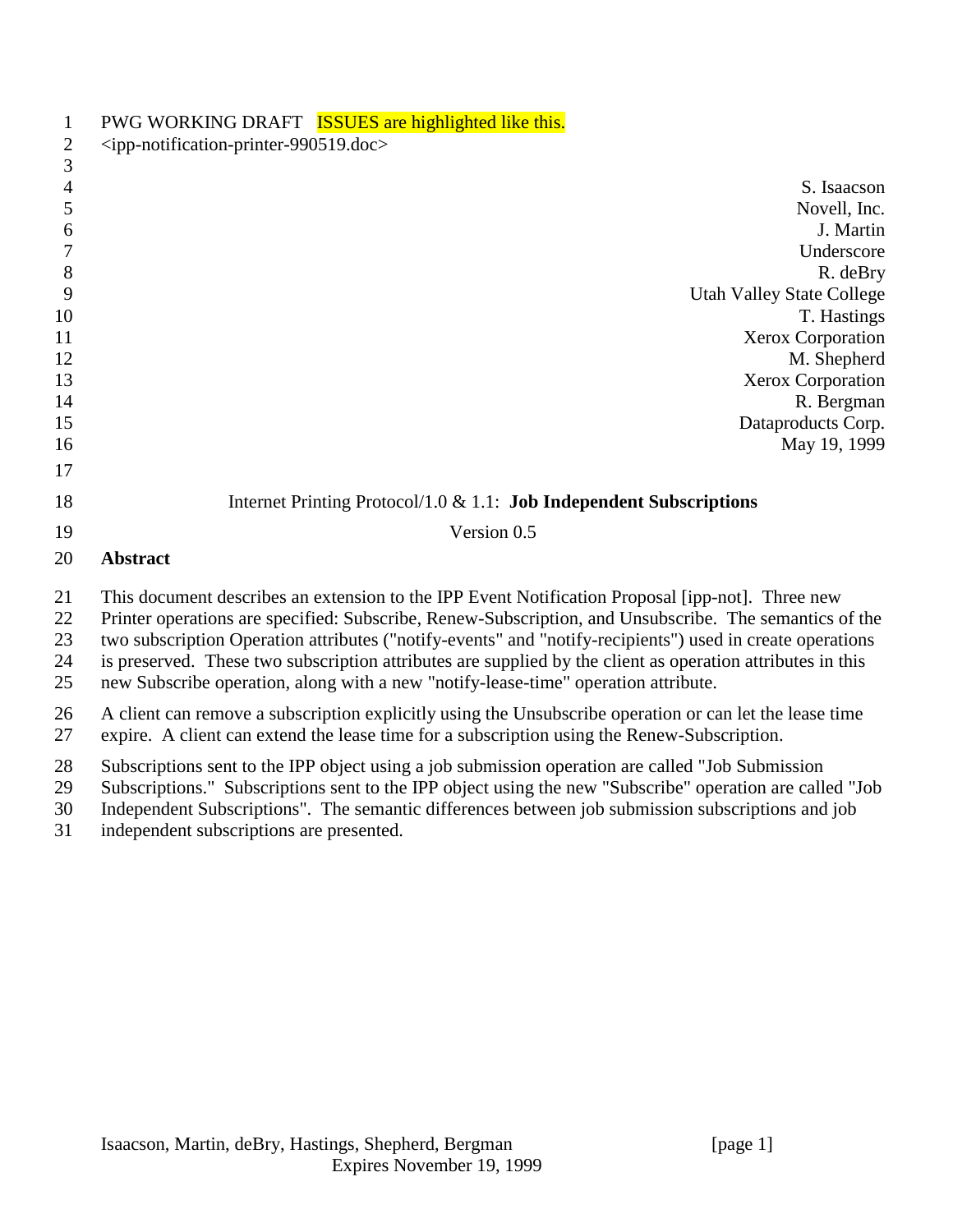PWG WORKING DRAFT   ISSUES are highlighted like this.
<ipp-notification-printer-990519.doc>

S. Isaacson
Novell, Inc.
J. Martin
Underscore
R. deBry
Utah Valley State College
T. Hastings
Xerox Corporation
M. Shepherd
Xerox Corporation
R. Bergman
Dataproducts Corp.
May 19, 1999

Internet Printing Protocol/1.0 & 1.1:  **Job Independent Subscriptions**

Version 0.5

## Abstract

This document describes an extension to the IPP Event Notification Proposal [ipp-not].  Three new Printer operations are specified: Subscribe, Renew-Subscription, and Unsubscribe.  The semantics of the two subscription Operation attributes ("notify-events" and "notify-recipients") used in create operations is preserved.  These two subscription attributes are supplied by the client as operation attributes in this new Subscribe operation, along with a new "notify-lease-time" operation attribute.

A client can remove a subscription explicitly using the Unsubscribe operation or can let the lease time expire.  A client can extend the lease time for a subscription using the Renew-Subscription.

Subscriptions sent to the IPP object using a job submission operation are called "Job Submission Subscriptions."  Subscriptions sent to the IPP object using the new "Subscribe" operation are called "Job Independent Subscriptions".  The semantic differences between job submission subscriptions and job independent subscriptions are presented.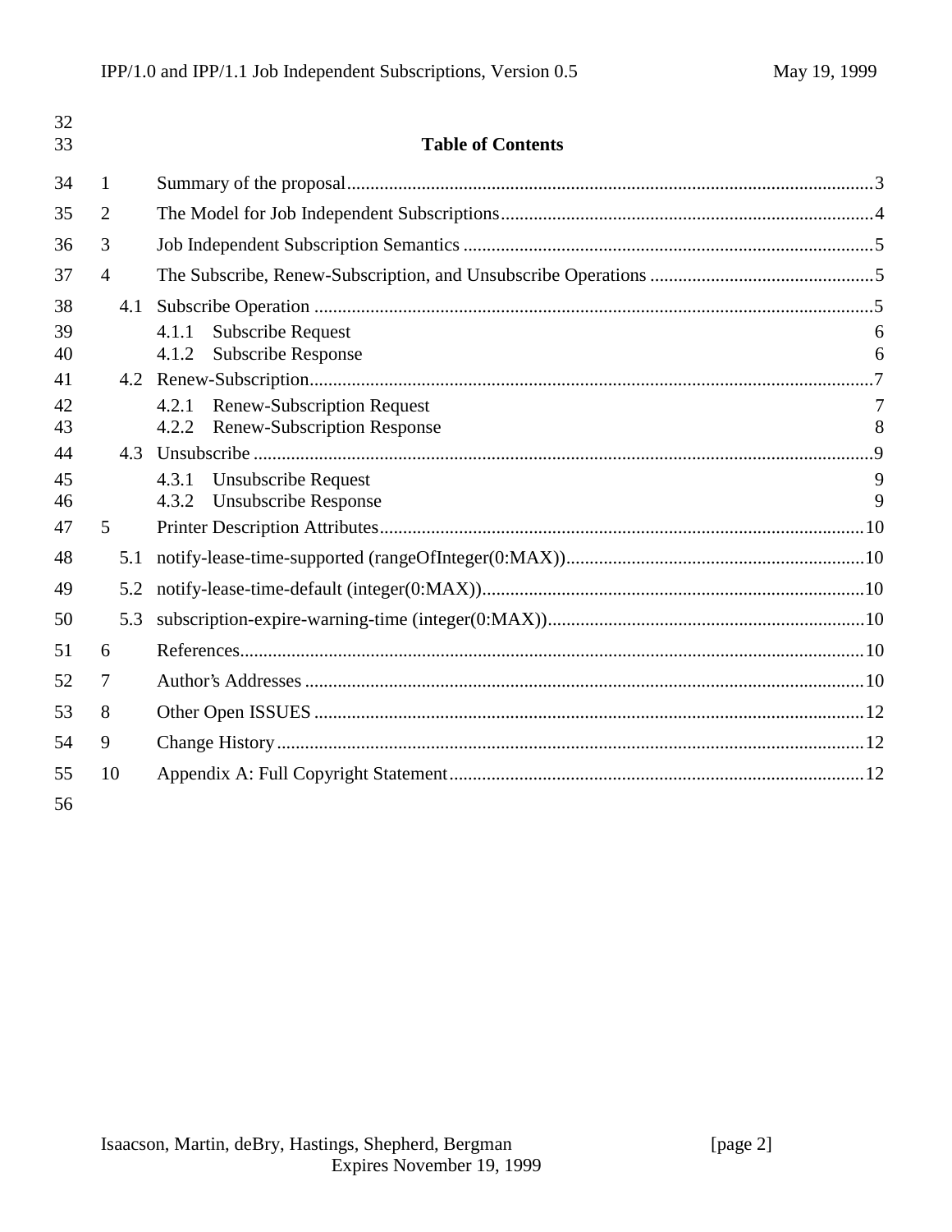## Table of Contents

1 Summary of the proposal ....3

2 The Model for Job Independent Subscriptions ....4

3 Job Independent Subscription Semantics ....5

4 The Subscribe, Renew-Subscription, and Unsubscribe Operations ....5

- 4.1 Subscribe Operation ....5
  - 4.1.1 Subscribe Request 6
  - 4.1.2 Subscribe Response 6
- 4.2 Renew-Subscription ....7
  - 4.2.1 Renew-Subscription Request 7
  - 4.2.2 Renew-Subscription Response 8
- 4.3 Unsubscribe ....9
  - 4.3.1 Unsubscribe Request 9
  - 4.3.2 Unsubscribe Response 9

5 Printer Description Attributes ....10

- 5.1 notify-lease-time-supported (rangeOfInteger(0:MAX)) ....10
- 5.2 notify-lease-time-default (integer(0:MAX)) ....10
- 5.3 subscription-expire-warning-time (integer(0:MAX)) ....10

6 References ....10

7 Author's Addresses ....10

8 Other Open ISSUES ....12

9 Change History ....12

10 Appendix A: Full Copyright Statement ....12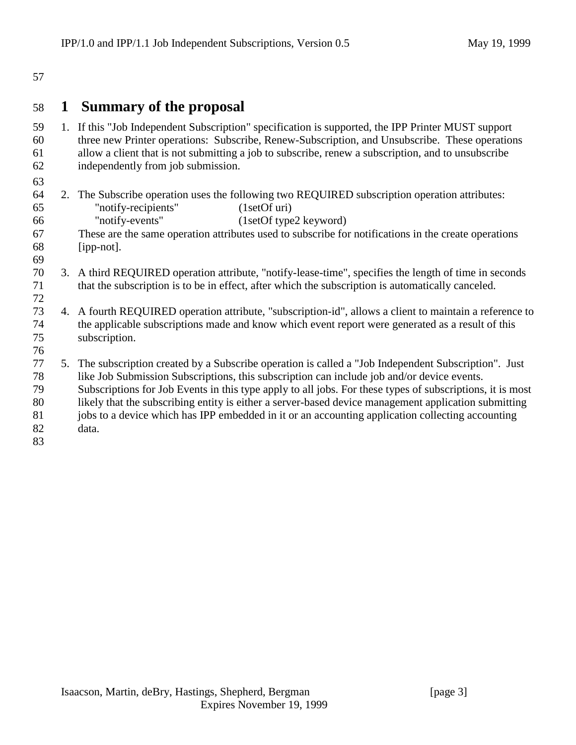# 1 Summary of the proposal

1. If this "Job Independent Subscription" specification is supported, the IPP Printer MUST support three new Printer operations: Subscribe, Renew-Subscription, and Unsubscribe. These operations allow a client that is not submitting a job to subscribe, renew a subscription, and to unsubscribe independently from job submission.

2. The Subscribe operation uses the following two REQUIRED subscription operation attributes:
   "notify-recipients" (1setOf uri)
   "notify-events" (1setOf type2 keyword)
   These are the same operation attributes used to subscribe for notifications in the create operations [ipp-not].

3. A third REQUIRED operation attribute, "notify-lease-time", specifies the length of time in seconds that the subscription is to be in effect, after which the subscription is automatically canceled.

4. A fourth REQUIRED operation attribute, "subscription-id", allows a client to maintain a reference to the applicable subscriptions made and know which event report were generated as a result of this subscription.

5. The subscription created by a Subscribe operation is called a "Job Independent Subscription". Just like Job Submission Subscriptions, this subscription can include job and/or device events. Subscriptions for Job Events in this type apply to all jobs. For these types of subscriptions, it is most likely that the subscribing entity is either a server-based device management application submitting jobs to a device which has IPP embedded in it or an accounting application collecting accounting data.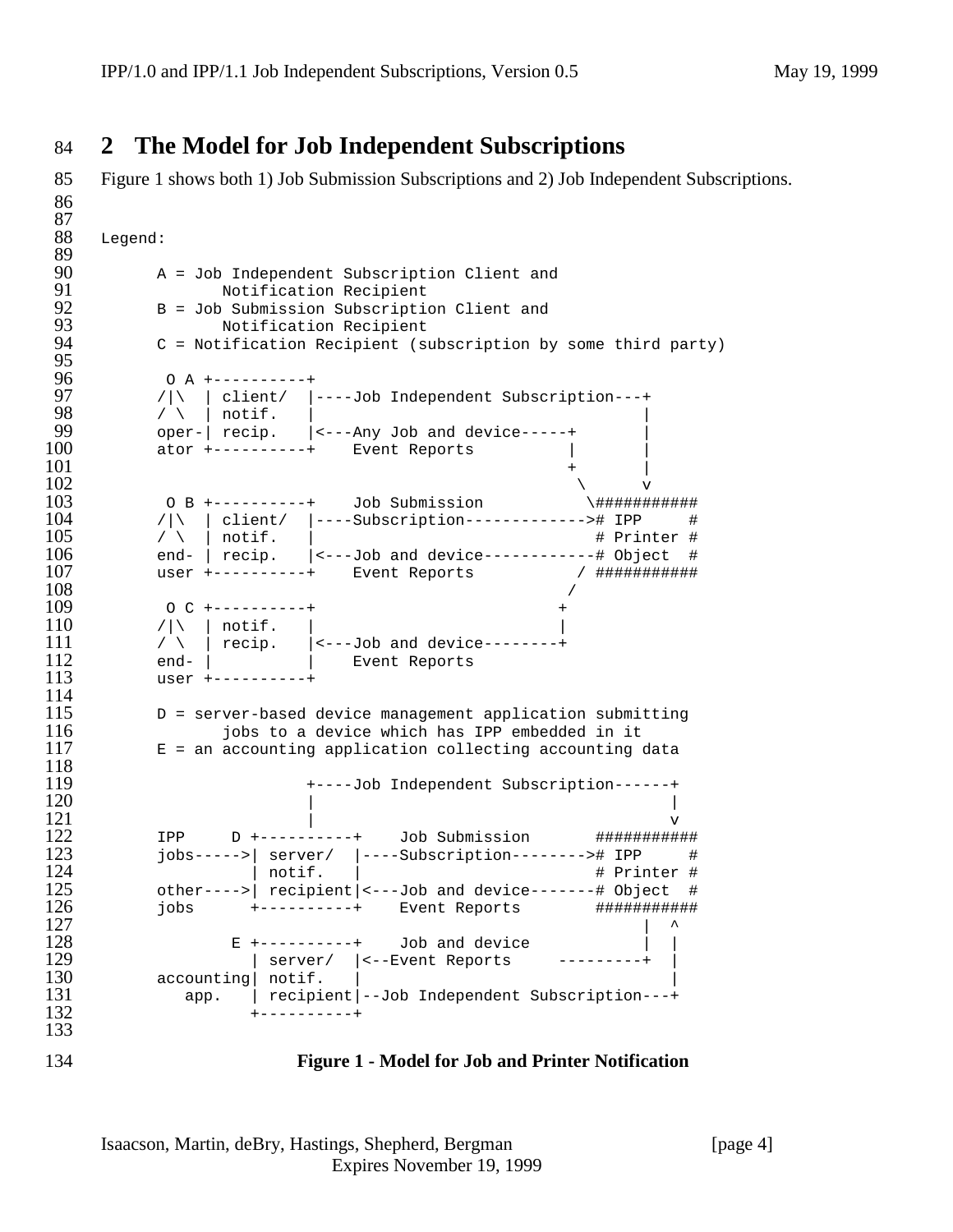# 2 The Model for Job Independent Subscriptions

Figure 1 shows both 1) Job Submission Subscriptions and 2) Job Independent Subscriptions.

```
Legend:

      A = Job Independent Subscription Client and
             Notification Recipient
      B = Job Submission Subscription Client and
             Notification Recipient
      C = Notification Recipient (subscription by some third party)

       O A +----------+
      /|\  | client/  |----Job Independent Subscription---+
      / \  | notif.   |                                   |
      oper-| recip.   |<---Any Job and device-----+       |
      ator +----------+    Event Reports          |       |
                                                  +       |
                                                   \      v
       O B +----------+    Job Submission          \###########
      /|\  | client/  |----Subscription------------->#  IPP    #
      / \  | notif.   |                             # Printer #
      end- | recip.   |<---Job and device------------# Object  #
      user +----------+    Event Reports           / ###########
                                                  /
       O C +----------+                          +
      /|\  | notif.   |                          |
      / \  | recip.   |<---Job and device--------+
      end- |          |    Event Reports
      user +----------+

      D = server-based device management application submitting
             jobs to a device which has IPP embedded in it
      E = an accounting application collecting accounting data

                      +----Job Independent Subscription------+
                      |                                      |
                      |                                      v
      IPP     D +----------+    Job Submission       ###########
      jobs----->| server/  |----Subscription-------->#  IPP    #
                | notif.   |                         # Printer #
      other---->| recipient|<---Job and device-------# Object  #
      jobs      +----------+    Event Reports        ###########
                                                          |  ^
              E +----------+    Job and device            |  |
                | server/  |<--Event Reports     ---------+  |
      accounting| notif.   |                                 |
         app.   | recipient|--Job Independent Subscription---+
                +----------+
```

**Figure 1 - Model for Job and Printer Notification**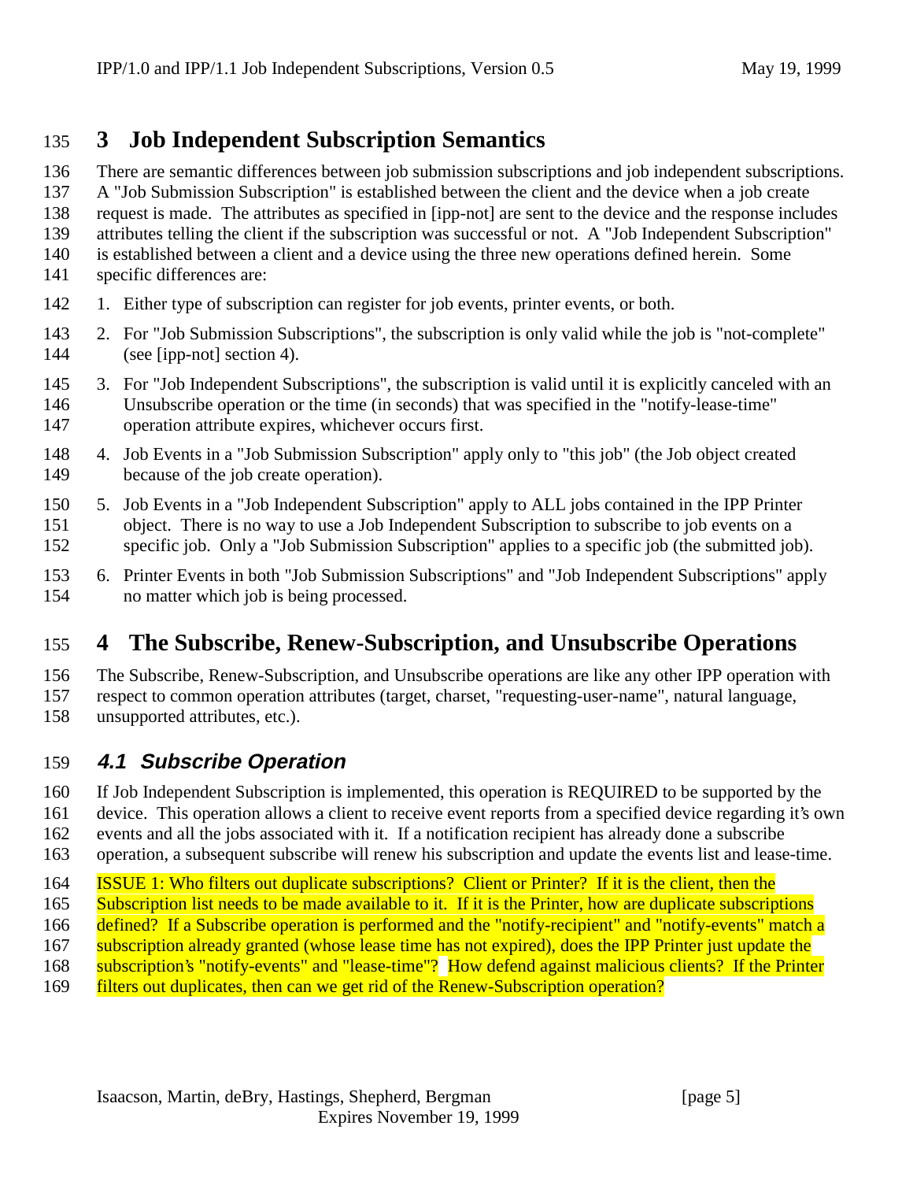# 3 Job Independent Subscription Semantics

There are semantic differences between job submission subscriptions and job independent subscriptions. A "Job Submission Subscription" is established between the client and the device when a job create request is made. The attributes as specified in [ipp-not] are sent to the device and the response includes attributes telling the client if the subscription was successful or not. A "Job Independent Subscription" is established between a client and a device using the three new operations defined herein. Some specific differences are:

1. Either type of subscription can register for job events, printer events, or both.
2. For "Job Submission Subscriptions", the subscription is only valid while the job is "not-complete" (see [ipp-not] section 4).
3. For "Job Independent Subscriptions", the subscription is valid until it is explicitly canceled with an Unsubscribe operation or the time (in seconds) that was specified in the "notify-lease-time" operation attribute expires, whichever occurs first.
4. Job Events in a "Job Submission Subscription" apply only to "this job" (the Job object created because of the job create operation).
5. Job Events in a "Job Independent Subscription" apply to ALL jobs contained in the IPP Printer object. There is no way to use a Job Independent Subscription to subscribe to job events on a specific job. Only a "Job Submission Subscription" applies to a specific job (the submitted job).
6. Printer Events in both "Job Submission Subscriptions" and "Job Independent Subscriptions" apply no matter which job is being processed.

# 4 The Subscribe, Renew-Subscription, and Unsubscribe Operations

The Subscribe, Renew-Subscription, and Unsubscribe operations are like any other IPP operation with respect to common operation attributes (target, charset, "requesting-user-name", natural language, unsupported attributes, etc.).

## *4.1 Subscribe Operation*

If Job Independent Subscription is implemented, this operation is REQUIRED to be supported by the device. This operation allows a client to receive event reports from a specified device regarding it's own events and all the jobs associated with it. If a notification recipient has already done a subscribe operation, a subsequent subscribe will renew his subscription and update the events list and lease-time.

ISSUE 1: Who filters out duplicate subscriptions? Client or Printer? If it is the client, then the Subscription list needs to be made available to it. If it is the Printer, how are duplicate subscriptions defined? If a Subscribe operation is performed and the "notify-recipient" and "notify-events" match a subscription already granted (whose lease time has not expired), does the IPP Printer just update the subscription's "notify-events" and "lease-time"? How defend against malicious clients? If the Printer filters out duplicates, then can we get rid of the Renew-Subscription operation?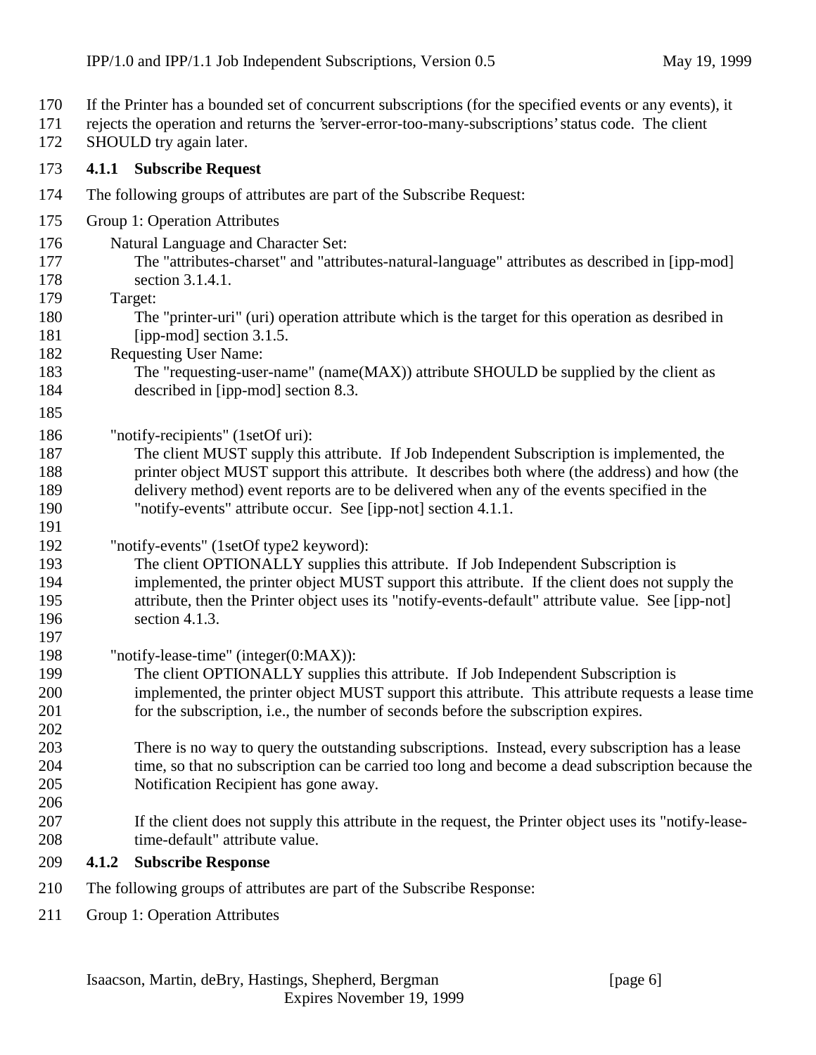If the Printer has a bounded set of concurrent subscriptions (for the specified events or any events), it rejects the operation and returns the 'server-error-too-many-subscriptions' status code. The client SHOULD try again later.

### 4.1.1 Subscribe Request

The following groups of attributes are part of the Subscribe Request:

Group 1: Operation Attributes

Natural Language and Character Set:
The "attributes-charset" and "attributes-natural-language" attributes as described in [ipp-mod] section 3.1.4.1.

Target:
The "printer-uri" (uri) operation attribute which is the target for this operation as desribed in [ipp-mod] section 3.1.5.

Requesting User Name:
The "requesting-user-name" (name(MAX)) attribute SHOULD be supplied by the client as described in [ipp-mod] section 8.3.

"notify-recipients" (1setOf uri):
The client MUST supply this attribute. If Job Independent Subscription is implemented, the printer object MUST support this attribute. It describes both where (the address) and how (the delivery method) event reports are to be delivered when any of the events specified in the "notify-events" attribute occur. See [ipp-not] section 4.1.1.

"notify-events" (1setOf type2 keyword):
The client OPTIONALLY supplies this attribute. If Job Independent Subscription is implemented, the printer object MUST support this attribute. If the client does not supply the attribute, then the Printer object uses its "notify-events-default" attribute value. See [ipp-not] section 4.1.3.

"notify-lease-time" (integer(0:MAX)):
The client OPTIONALLY supplies this attribute. If Job Independent Subscription is implemented, the printer object MUST support this attribute. This attribute requests a lease time for the subscription, i.e., the number of seconds before the subscription expires.

There is no way to query the outstanding subscriptions. Instead, every subscription has a lease time, so that no subscription can be carried too long and become a dead subscription because the Notification Recipient has gone away.

If the client does not supply this attribute in the request, the Printer object uses its "notify-lease-time-default" attribute value.

### 4.1.2 Subscribe Response

The following groups of attributes are part of the Subscribe Response:

Group 1: Operation Attributes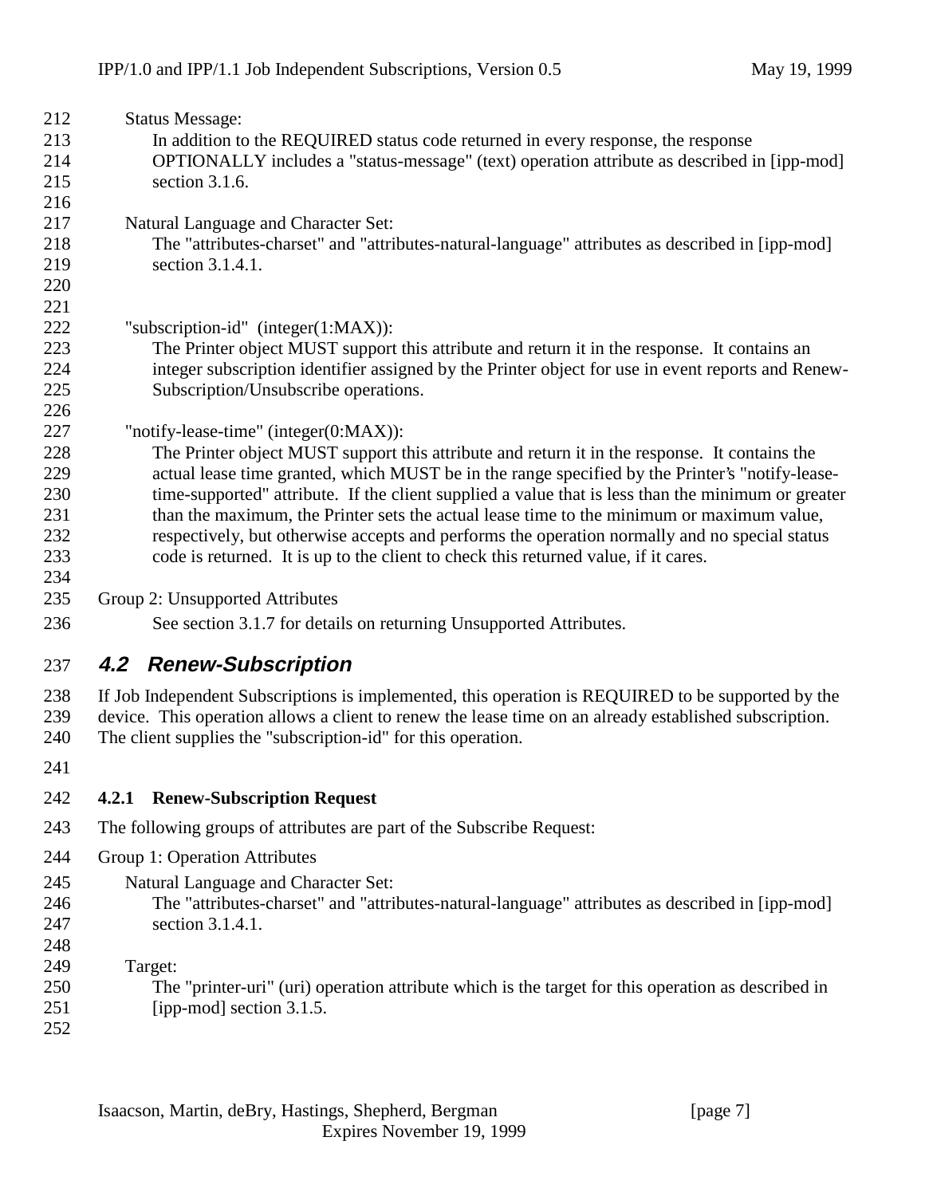Status Message:

In addition to the REQUIRED status code returned in every response, the response OPTIONALLY includes a "status-message" (text) operation attribute as described in [ipp-mod] section 3.1.6.

Natural Language and Character Set:

The "attributes-charset" and "attributes-natural-language" attributes as described in [ipp-mod] section 3.1.4.1.

"subscription-id" (integer(1:MAX)):

The Printer object MUST support this attribute and return it in the response. It contains an integer subscription identifier assigned by the Printer object for use in event reports and Renew-Subscription/Unsubscribe operations.

"notify-lease-time" (integer(0:MAX)):

The Printer object MUST support this attribute and return it in the response. It contains the actual lease time granted, which MUST be in the range specified by the Printer's "notify-lease-time-supported" attribute. If the client supplied a value that is less than the minimum or greater than the maximum, the Printer sets the actual lease time to the minimum or maximum value, respectively, but otherwise accepts and performs the operation normally and no special status code is returned. It is up to the client to check this returned value, if it cares.

Group 2: Unsupported Attributes

See section 3.1.7 for details on returning Unsupported Attributes.

## 4.2 Renew-Subscription

If Job Independent Subscriptions is implemented, this operation is REQUIRED to be supported by the device. This operation allows a client to renew the lease time on an already established subscription. The client supplies the "subscription-id" for this operation.

### 4.2.1 Renew-Subscription Request

The following groups of attributes are part of the Subscribe Request:

Group 1: Operation Attributes

Natural Language and Character Set:

The "attributes-charset" and "attributes-natural-language" attributes as described in [ipp-mod] section 3.1.4.1.

Target:

The "printer-uri" (uri) operation attribute which is the target for this operation as described in [ipp-mod] section 3.1.5.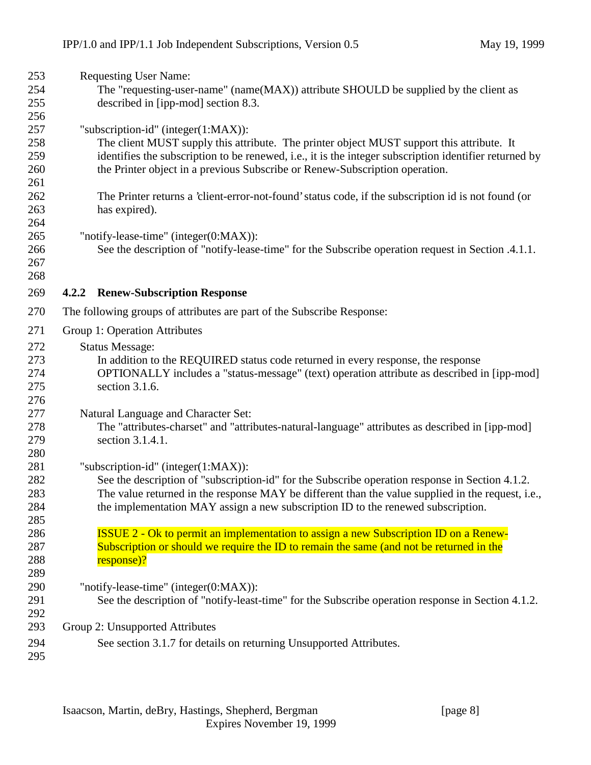Requesting User Name:

The "requesting-user-name" (name(MAX)) attribute SHOULD be supplied by the client as described in [ipp-mod] section 8.3.

"subscription-id" (integer(1:MAX)):

The client MUST supply this attribute. The printer object MUST support this attribute. It identifies the subscription to be renewed, i.e., it is the integer subscription identifier returned by the Printer object in a previous Subscribe or Renew-Subscription operation.

The Printer returns a 'client-error-not-found' status code, if the subscription id is not found (or has expired).

"notify-lease-time" (integer(0:MAX)):

See the description of "notify-lease-time" for the Subscribe operation request in Section .4.1.1.

### 4.2.2 Renew-Subscription Response

The following groups of attributes are part of the Subscribe Response:

Group 1: Operation Attributes

Status Message:

In addition to the REQUIRED status code returned in every response, the response OPTIONALLY includes a "status-message" (text) operation attribute as described in [ipp-mod] section 3.1.6.

Natural Language and Character Set:

The "attributes-charset" and "attributes-natural-language" attributes as described in [ipp-mod] section 3.1.4.1.

"subscription-id" (integer(1:MAX)):

See the description of "subscription-id" for the Subscribe operation response in Section 4.1.2. The value returned in the response MAY be different than the value supplied in the request, i.e., the implementation MAY assign a new subscription ID to the renewed subscription.

ISSUE 2 - Ok to permit an implementation to assign a new Subscription ID on a Renew-Subscription or should we require the ID to remain the same (and not be returned in the response)?

"notify-lease-time" (integer(0:MAX)):

See the description of "notify-least-time" for the Subscribe operation response in Section 4.1.2.

Group 2: Unsupported Attributes

See section 3.1.7 for details on returning Unsupported Attributes.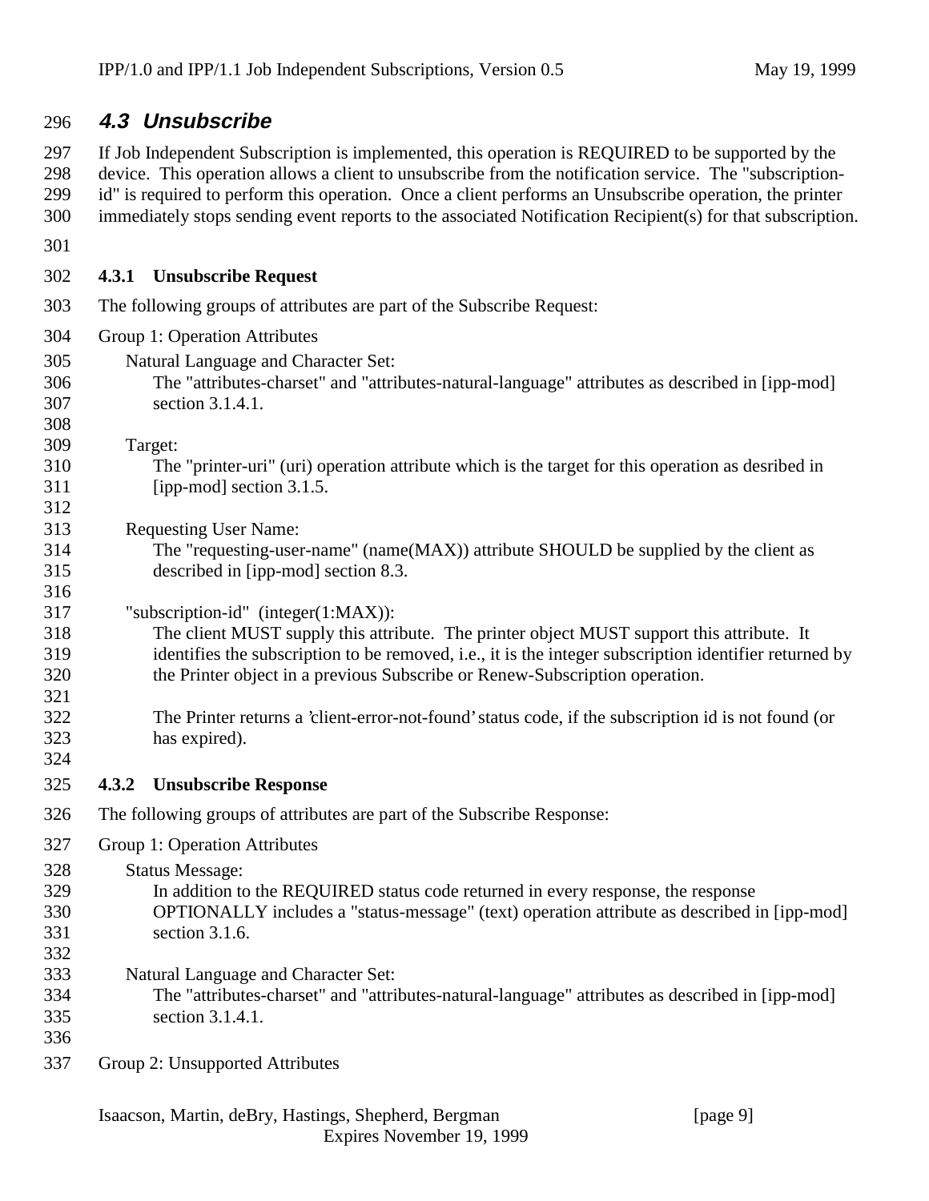## 4.3 Unsubscribe

If Job Independent Subscription is implemented, this operation is REQUIRED to be supported by the device. This operation allows a client to unsubscribe from the notification service. The "subscription-id" is required to perform this operation. Once a client performs an Unsubscribe operation, the printer immediately stops sending event reports to the associated Notification Recipient(s) for that subscription.

### 4.3.1 Unsubscribe Request

The following groups of attributes are part of the Subscribe Request:

Group 1: Operation Attributes

Natural Language and Character Set:
The "attributes-charset" and "attributes-natural-language" attributes as described in [ipp-mod] section 3.1.4.1.

Target:
The "printer-uri" (uri) operation attribute which is the target for this operation as desribed in [ipp-mod] section 3.1.5.

Requesting User Name:
The "requesting-user-name" (name(MAX)) attribute SHOULD be supplied by the client as described in [ipp-mod] section 8.3.

"subscription-id" (integer(1:MAX)):
The client MUST supply this attribute. The printer object MUST support this attribute. It identifies the subscription to be removed, i.e., it is the integer subscription identifier returned by the Printer object in a previous Subscribe or Renew-Subscription operation.

The Printer returns a 'client-error-not-found' status code, if the subscription id is not found (or has expired).

### 4.3.2 Unsubscribe Response

The following groups of attributes are part of the Subscribe Response:

Group 1: Operation Attributes

Status Message:
In addition to the REQUIRED status code returned in every response, the response OPTIONALLY includes a "status-message" (text) operation attribute as described in [ipp-mod] section 3.1.6.

Natural Language and Character Set:
The "attributes-charset" and "attributes-natural-language" attributes as described in [ipp-mod] section 3.1.4.1.

Group 2: Unsupported Attributes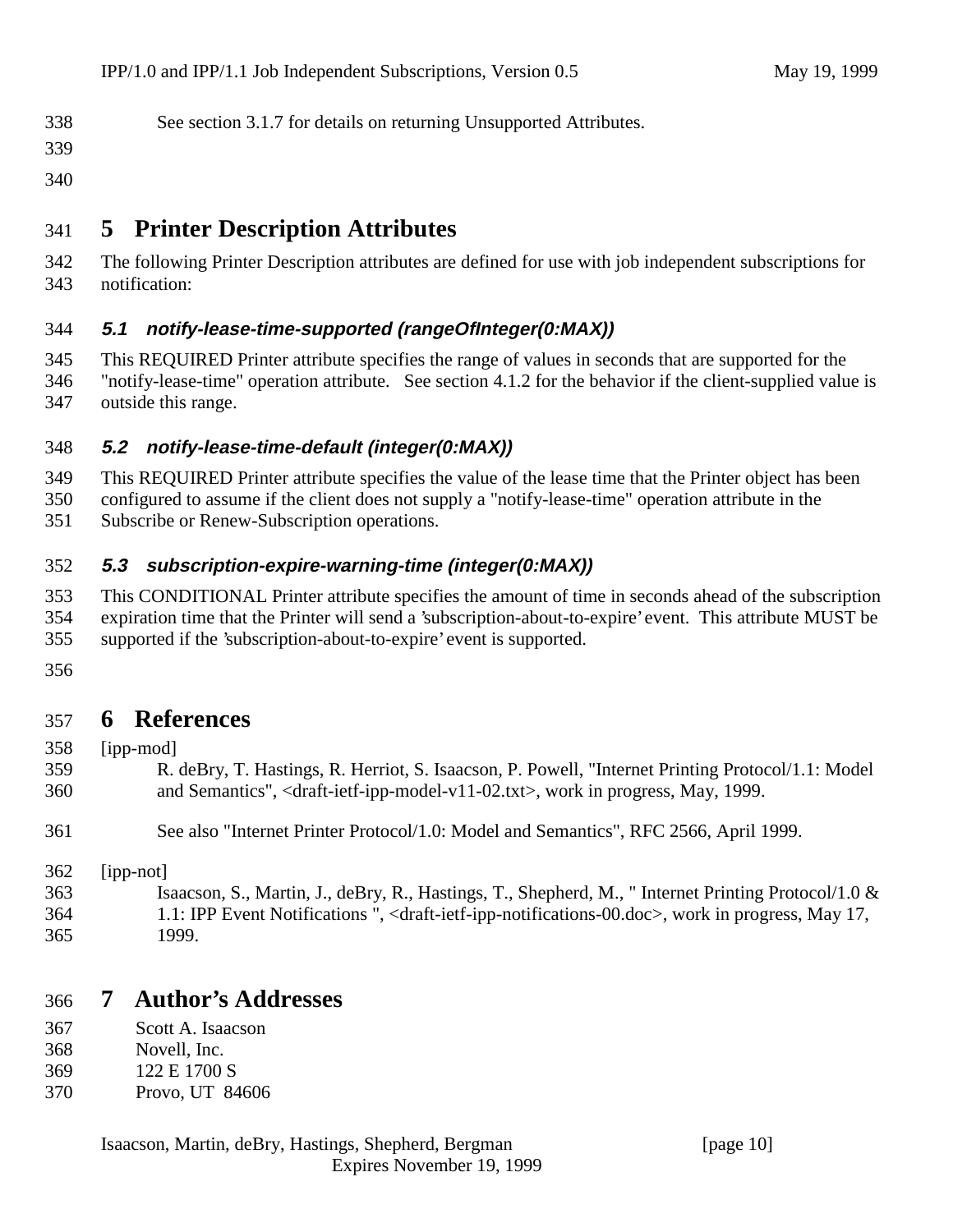See section 3.1.7 for details on returning Unsupported Attributes.

# 5 Printer Description Attributes

The following Printer Description attributes are defined for use with job independent subscriptions for notification:

### *5.1 notify-lease-time-supported (rangeOfInteger(0:MAX))*

This REQUIRED Printer attribute specifies the range of values in seconds that are supported for the "notify-lease-time" operation attribute. See section 4.1.2 for the behavior if the client-supplied value is outside this range.

### *5.2 notify-lease-time-default (integer(0:MAX))*

This REQUIRED Printer attribute specifies the value of the lease time that the Printer object has been configured to assume if the client does not supply a "notify-lease-time" operation attribute in the Subscribe or Renew-Subscription operations.

### *5.3 subscription-expire-warning-time (integer(0:MAX))*

This CONDITIONAL Printer attribute specifies the amount of time in seconds ahead of the subscription expiration time that the Printer will send a 'subscription-about-to-expire' event. This attribute MUST be supported if the 'subscription-about-to-expire' event is supported.

# 6 References

[ipp-mod]

R. deBry, T. Hastings, R. Herriot, S. Isaacson, P. Powell, "Internet Printing Protocol/1.1: Model and Semantics", <draft-ietf-ipp-model-v11-02.txt>, work in progress, May, 1999.

See also "Internet Printer Protocol/1.0: Model and Semantics", RFC 2566, April 1999.

[ipp-not]

Isaacson, S., Martin, J., deBry, R., Hastings, T., Shepherd, M., " Internet Printing Protocol/1.0 & 1.1: IPP Event Notifications ", <draft-ietf-ipp-notifications-00.doc>, work in progress, May 17, 1999.

# 7 Author's Addresses

Scott A. Isaacson
Novell, Inc.
122 E 1700 S
Provo, UT 84606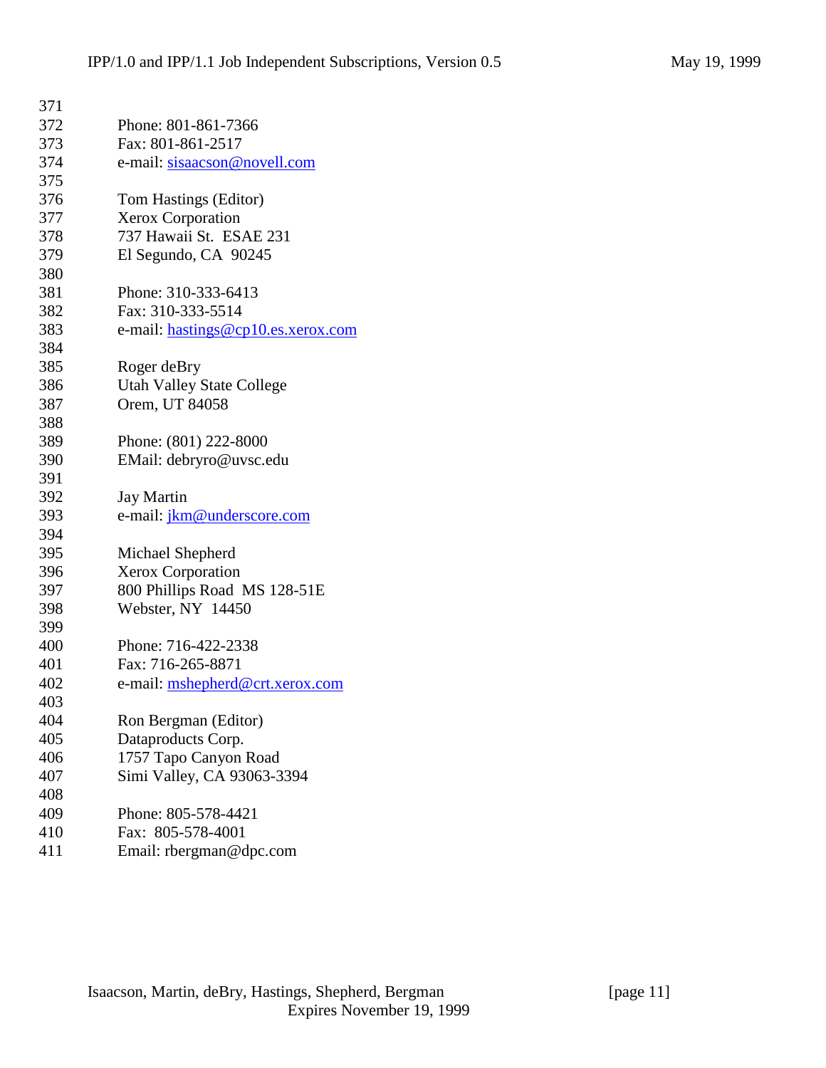Phone: 801-861-7366
Fax: 801-861-2517
e-mail: sisaacson@novell.com

Tom Hastings (Editor)
Xerox Corporation
737 Hawaii St.  ESAE 231
El Segundo, CA  90245

Phone: 310-333-6413
Fax: 310-333-5514
e-mail: hastings@cp10.es.xerox.com

Roger deBry
Utah Valley State College
Orem, UT 84058

Phone: (801) 222-8000
EMail: debryro@uvsc.edu

Jay Martin
e-mail: jkm@underscore.com

Michael Shepherd
Xerox Corporation
800 Phillips Road  MS 128-51E
Webster, NY  14450

Phone: 716-422-2338
Fax: 716-265-8871
e-mail: mshepherd@crt.xerox.com

Ron Bergman (Editor)
Dataproducts Corp.
1757 Tapo Canyon Road
Simi Valley, CA 93063-3394

Phone: 805-578-4421
Fax:  805-578-4001
Email: rbergman@dpc.com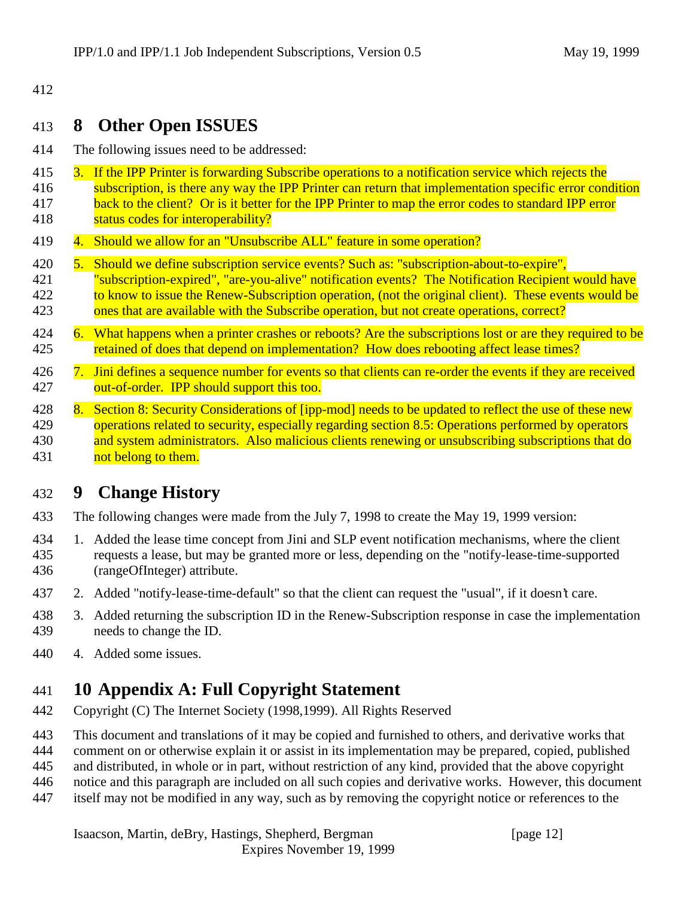## 8 Other Open ISSUES

The following issues need to be addressed:

3. If the IPP Printer is forwarding Subscribe operations to a notification service which rejects the subscription, is there any way the IPP Printer can return that implementation specific error condition back to the client? Or is it better for the IPP Printer to map the error codes to standard IPP error status codes for interoperability?

4. Should we allow for an "Unsubscribe ALL" feature in some operation?

5. Should we define subscription service events? Such as: "subscription-about-to-expire", "subscription-expired", "are-you-alive" notification events? The Notification Recipient would have to know to issue the Renew-Subscription operation, (not the original client). These events would be ones that are available with the Subscribe operation, but not create operations, correct?

6. What happens when a printer crashes or reboots? Are the subscriptions lost or are they required to be retained of does that depend on implementation? How does rebooting affect lease times?

7. Jini defines a sequence number for events so that clients can re-order the events if they are received out-of-order. IPP should support this too.

8. Section 8: Security Considerations of [ipp-mod] needs to be updated to reflect the use of these new operations related to security, especially regarding section 8.5: Operations performed by operators and system administrators. Also malicious clients renewing or unsubscribing subscriptions that do not belong to them.

## 9 Change History

The following changes were made from the July 7, 1998 to create the May 19, 1999 version:

1. Added the lease time concept from Jini and SLP event notification mechanisms, where the client requests a lease, but may be granted more or less, depending on the "notify-lease-time-supported (rangeOfInteger) attribute.

2. Added "notify-lease-time-default" so that the client can request the "usual", if it doesn't care.

3. Added returning the subscription ID in the Renew-Subscription response in case the implementation needs to change the ID.

4. Added some issues.

## 10 Appendix A: Full Copyright Statement

Copyright (C) The Internet Society (1998,1999). All Rights Reserved

This document and translations of it may be copied and furnished to others, and derivative works that comment on or otherwise explain it or assist in its implementation may be prepared, copied, published and distributed, in whole or in part, without restriction of any kind, provided that the above copyright notice and this paragraph are included on all such copies and derivative works. However, this document itself may not be modified in any way, such as by removing the copyright notice or references to the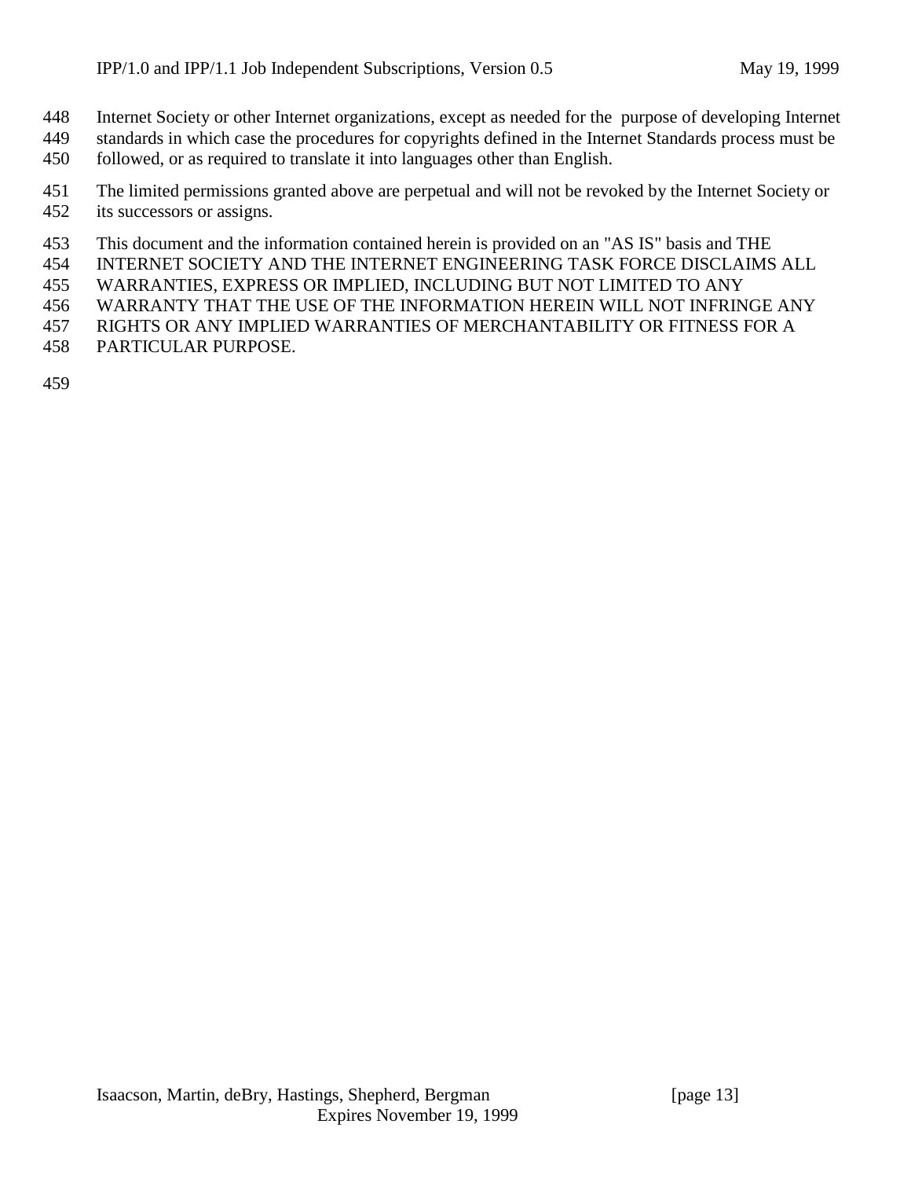Internet Society or other Internet organizations, except as needed for the purpose of developing Internet standards in which case the procedures for copyrights defined in the Internet Standards process must be followed, or as required to translate it into languages other than English.

The limited permissions granted above are perpetual and will not be revoked by the Internet Society or its successors or assigns.

This document and the information contained herein is provided on an "AS IS" basis and THE INTERNET SOCIETY AND THE INTERNET ENGINEERING TASK FORCE DISCLAIMS ALL WARRANTIES, EXPRESS OR IMPLIED, INCLUDING BUT NOT LIMITED TO ANY WARRANTY THAT THE USE OF THE INFORMATION HEREIN WILL NOT INFRINGE ANY RIGHTS OR ANY IMPLIED WARRANTIES OF MERCHANTABILITY OR FITNESS FOR A PARTICULAR PURPOSE.